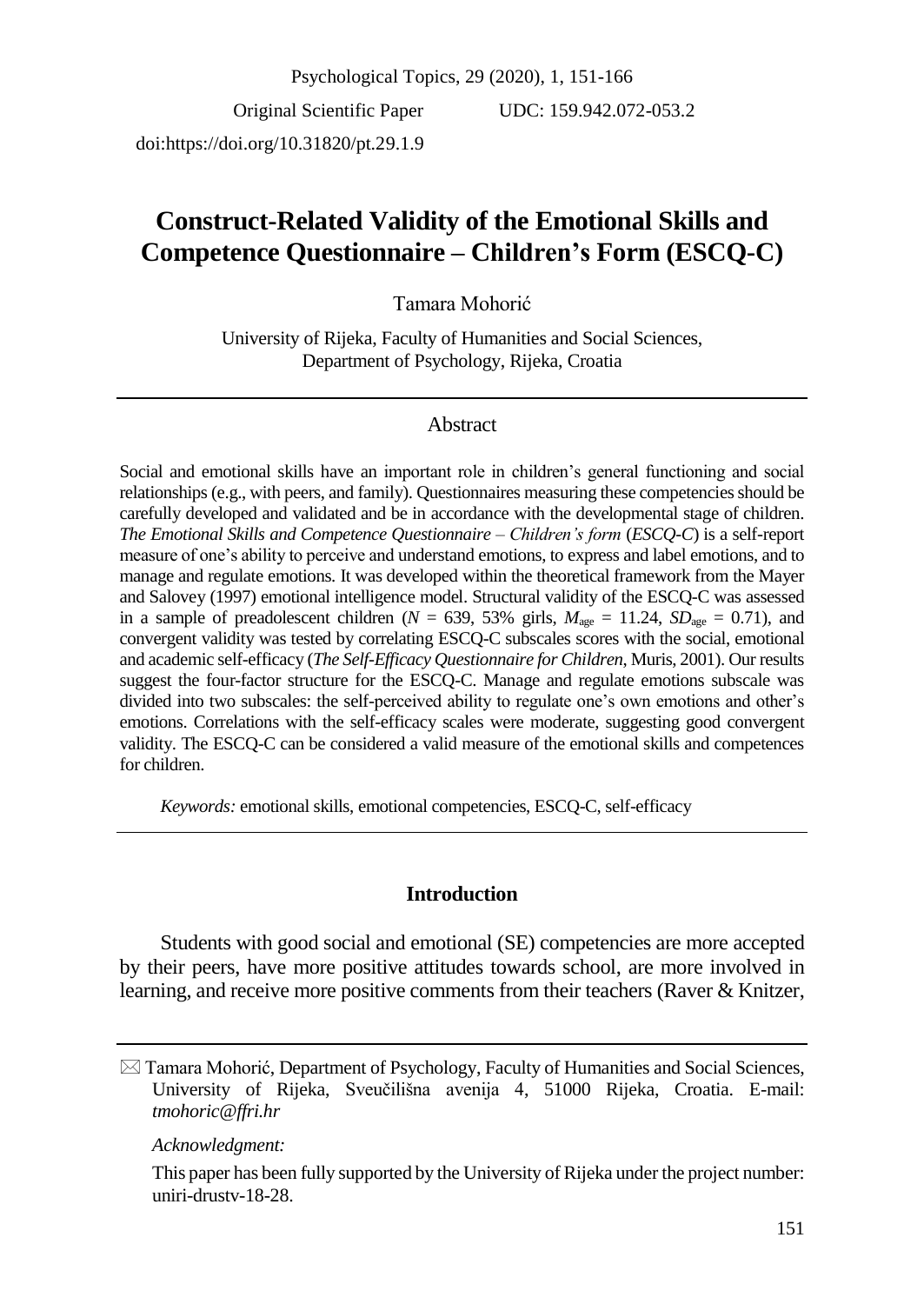Psychological Topics, 29 (2020), 1, 151-166

Original Scientific Paper UDC: 159.942.072-053.2

doi:https://doi.org/10.31820/pt.29.1.9

# Construct-Related Validity of the Emotional Skills and Competence Questionnaire – Children's Form (ESCQ-C)

Tamara Mohorić

University of Rijeka, Faculty of Humanities and Social Sciences, Department of Psychology, Rijeka, Croatia

## Abstract

Social and emotional skills have an important role in children's general functioning and social relationships (e.g., with peers, and family). Questionnaires measuring these competencies should be carefully developed and validated and be in accordance with the developmental stage of children. *The Emotional Skills and Competence Questionnaire – Children's form* (*ESCQ-C*) is a self-report measure of one's ability to perceive and understand emotions, to express and label emotions, and to manage and regulate emotions. It was developed within the theoretical framework from the Mayer and Salovey (1997) emotional intelligence model. Structural validity of the ESCQ-C was assessed in a sample of preadolescent children ($N$ = 639, 53% girls, $M_{age}$ = 11.24, $SD_{age}$ = 0.71), and convergent validity was tested by correlating ESCQ-C subscales scores with the social, emotional and academic self-efficacy (*The Self-Efficacy Questionnaire for Children*, Muris, 2001). Our results suggest the four-factor structure for the ESCQ-C. Manage and regulate emotions subscale was divided into two subscales: the self-perceived ability to regulate one's own emotions and other's emotions. Correlations with the self-efficacy scales were moderate, suggesting good convergent validity. The ESCQ-C can be considered a valid measure of the emotional skills and competences for children.

*Keywords:* emotional skills, emotional competencies, ESCQ-C, self-efficacy

## Introduction

Students with good social and emotional (SE) competencies are more accepted by their peers, have more positive attitudes towards school, are more involved in learning, and receive more positive comments from their teachers (Raver & Knitzer,

---

✉ Tamara Mohorić, Department of Psychology, Faculty of Humanities and Social Sciences, University of Rijeka, Sveučilišna avenija 4, 51000 Rijeka, Croatia. E-mail: *tmohoric@ffri.hr*

*Acknowledgment:*

This paper has been fully supported by the University of Rijeka under the project number: uniri-drustv-18-28.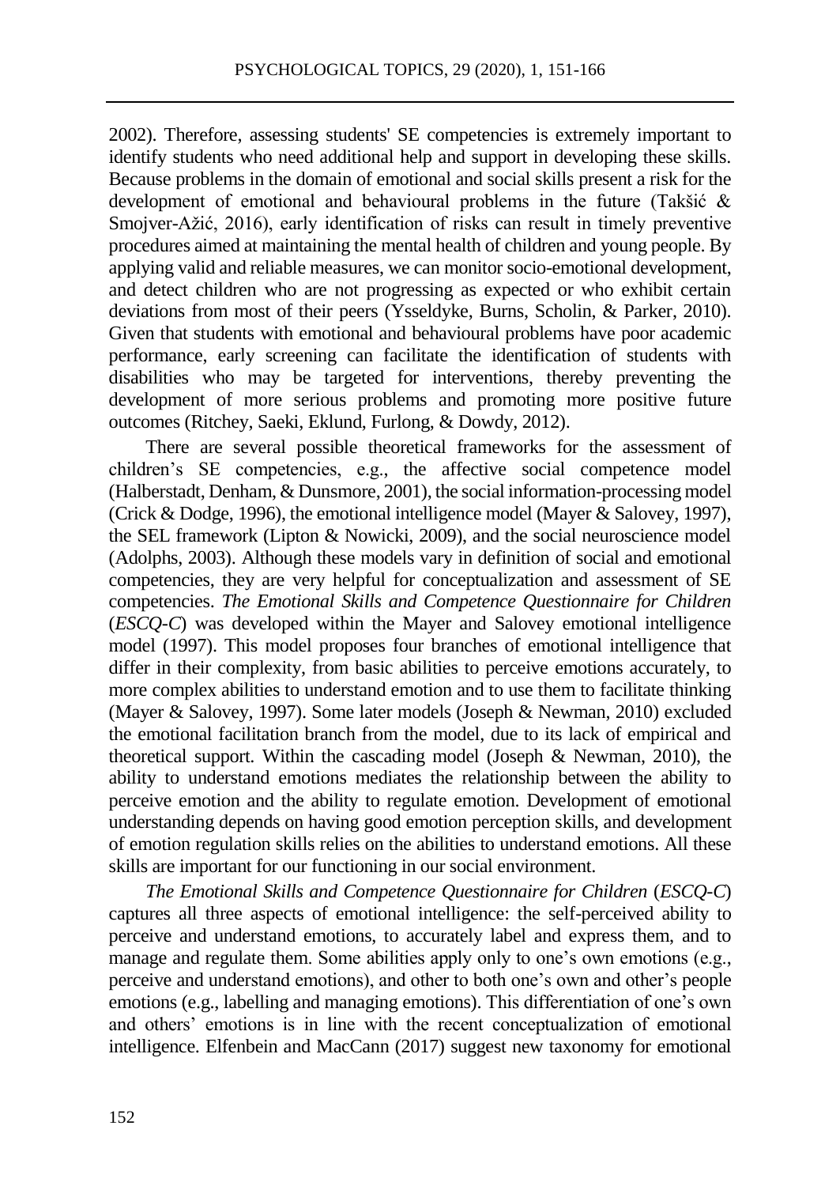2002). Therefore, assessing students' SE competencies is extremely important to identify students who need additional help and support in developing these skills. Because problems in the domain of emotional and social skills present a risk for the development of emotional and behavioural problems in the future (Takšić & Smojver-Ažić, 2016), early identification of risks can result in timely preventive procedures aimed at maintaining the mental health of children and young people. By applying valid and reliable measures, we can monitor socio-emotional development, and detect children who are not progressing as expected or who exhibit certain deviations from most of their peers (Ysseldyke, Burns, Scholin, & Parker, 2010). Given that students with emotional and behavioural problems have poor academic performance, early screening can facilitate the identification of students with disabilities who may be targeted for interventions, thereby preventing the development of more serious problems and promoting more positive future outcomes (Ritchey, Saeki, Eklund, Furlong, & Dowdy, 2012).

There are several possible theoretical frameworks for the assessment of children's SE competencies, e.g., the affective social competence model (Halberstadt, Denham, & Dunsmore, 2001), the social information-processing model (Crick & Dodge, 1996), the emotional intelligence model (Mayer & Salovey, 1997), the SEL framework (Lipton & Nowicki, 2009), and the social neuroscience model (Adolphs, 2003). Although these models vary in definition of social and emotional competencies, they are very helpful for conceptualization and assessment of SE competencies. *The Emotional Skills and Competence Questionnaire for Children* (*ESCQ-C*) was developed within the Mayer and Salovey emotional intelligence model (1997). This model proposes four branches of emotional intelligence that differ in their complexity, from basic abilities to perceive emotions accurately, to more complex abilities to understand emotion and to use them to facilitate thinking (Mayer & Salovey, 1997). Some later models (Joseph & Newman, 2010) excluded the emotional facilitation branch from the model, due to its lack of empirical and theoretical support. Within the cascading model (Joseph & Newman, 2010), the ability to understand emotions mediates the relationship between the ability to perceive emotion and the ability to regulate emotion. Development of emotional understanding depends on having good emotion perception skills, and development of emotion regulation skills relies on the abilities to understand emotions. All these skills are important for our functioning in our social environment.

*The Emotional Skills and Competence Questionnaire for Children* (*ESCQ-C*) captures all three aspects of emotional intelligence: the self-perceived ability to perceive and understand emotions, to accurately label and express them, and to manage and regulate them. Some abilities apply only to one's own emotions (e.g., perceive and understand emotions), and other to both one's own and other's people emotions (e.g., labelling and managing emotions). This differentiation of one's own and others' emotions is in line with the recent conceptualization of emotional intelligence. Elfenbein and MacCann (2017) suggest new taxonomy for emotional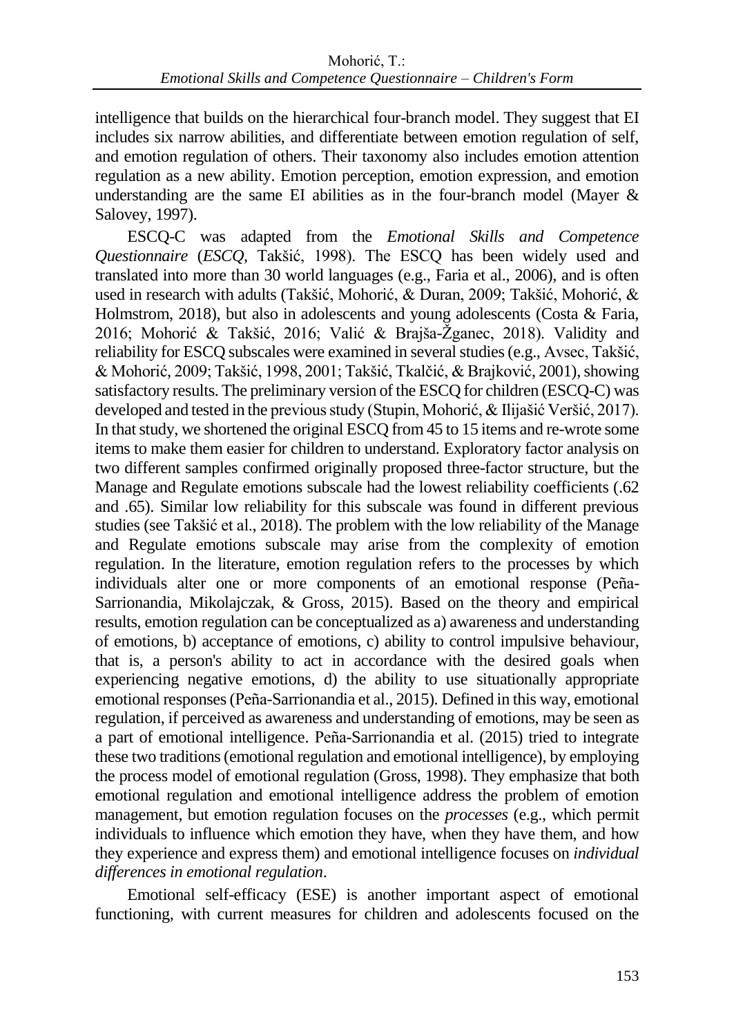intelligence that builds on the hierarchical four-branch model. They suggest that EI includes six narrow abilities, and differentiate between emotion regulation of self, and emotion regulation of others. Their taxonomy also includes emotion attention regulation as a new ability. Emotion perception, emotion expression, and emotion understanding are the same EI abilities as in the four-branch model (Mayer & Salovey, 1997).

ESCQ-C was adapted from the *Emotional Skills and Competence Questionnaire* (*ESCQ*, Takšić, 1998). The ESCQ has been widely used and translated into more than 30 world languages (e.g., Faria et al., 2006), and is often used in research with adults (Takšić, Mohorić, & Duran, 2009; Takšić, Mohorić, & Holmstrom, 2018), but also in adolescents and young adolescents (Costa & Faria, 2016; Mohorić & Takšić, 2016; Valić & Brajša-Žganec, 2018). Validity and reliability for ESCQ subscales were examined in several studies (e.g., Avsec, Takšić, & Mohorić, 2009; Takšić, 1998, 2001; Takšić, Tkalčić, & Brajković, 2001), showing satisfactory results. The preliminary version of the ESCQ for children (ESCQ-C) was developed and tested in the previous study (Stupin, Mohorić, & Ilijašić Veršić, 2017). In that study, we shortened the original ESCQ from 45 to 15 items and re-wrote some items to make them easier for children to understand. Exploratory factor analysis on two different samples confirmed originally proposed three-factor structure, but the Manage and Regulate emotions subscale had the lowest reliability coefficients (.62 and .65). Similar low reliability for this subscale was found in different previous studies (see Takšić et al., 2018). The problem with the low reliability of the Manage and Regulate emotions subscale may arise from the complexity of emotion regulation. In the literature, emotion regulation refers to the processes by which individuals alter one or more components of an emotional response (Peña-Sarrionandia, Mikolajczak, & Gross, 2015). Based on the theory and empirical results, emotion regulation can be conceptualized as a) awareness and understanding of emotions, b) acceptance of emotions, c) ability to control impulsive behaviour, that is, a person's ability to act in accordance with the desired goals when experiencing negative emotions, d) the ability to use situationally appropriate emotional responses (Peña-Sarrionandia et al., 2015). Defined in this way, emotional regulation, if perceived as awareness and understanding of emotions, may be seen as a part of emotional intelligence. Peña-Sarrionandia et al. (2015) tried to integrate these two traditions (emotional regulation and emotional intelligence), by employing the process model of emotional regulation (Gross, 1998). They emphasize that both emotional regulation and emotional intelligence address the problem of emotion management, but emotion regulation focuses on the *processes* (e.g., which permit individuals to influence which emotion they have, when they have them, and how they experience and express them) and emotional intelligence focuses on *individual differences in emotional regulation*.

Emotional self-efficacy (ESE) is another important aspect of emotional functioning, with current measures for children and adolescents focused on the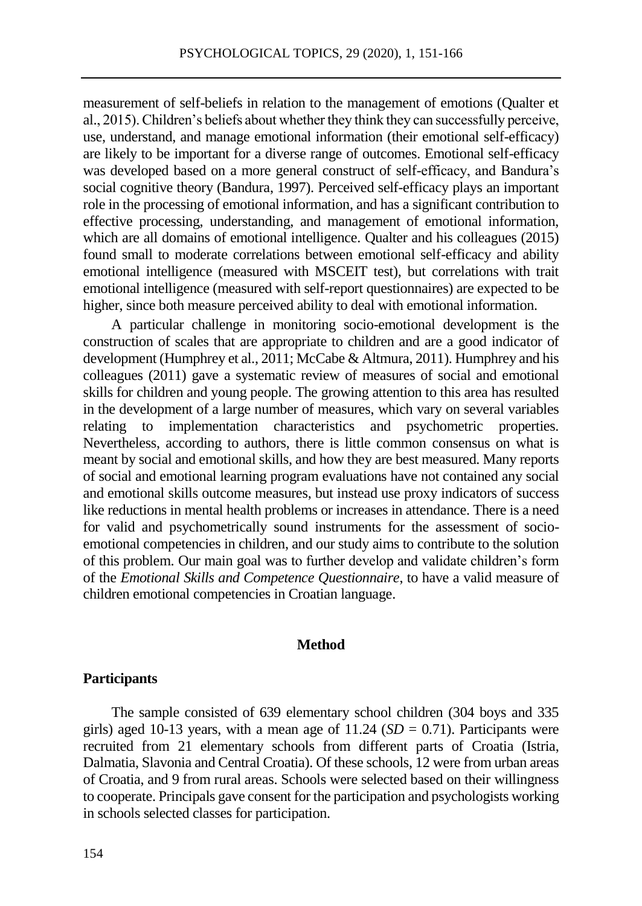measurement of self-beliefs in relation to the management of emotions (Qualter et al., 2015). Children's beliefs about whether they think they can successfully perceive, use, understand, and manage emotional information (their emotional self-efficacy) are likely to be important for a diverse range of outcomes. Emotional self-efficacy was developed based on a more general construct of self-efficacy, and Bandura's social cognitive theory (Bandura, 1997). Perceived self-efficacy plays an important role in the processing of emotional information, and has a significant contribution to effective processing, understanding, and management of emotional information, which are all domains of emotional intelligence. Qualter and his colleagues (2015) found small to moderate correlations between emotional self-efficacy and ability emotional intelligence (measured with MSCEIT test), but correlations with trait emotional intelligence (measured with self-report questionnaires) are expected to be higher, since both measure perceived ability to deal with emotional information.

A particular challenge in monitoring socio-emotional development is the construction of scales that are appropriate to children and are a good indicator of development (Humphrey et al., 2011; McCabe & Altmura, 2011). Humphrey and his colleagues (2011) gave a systematic review of measures of social and emotional skills for children and young people. The growing attention to this area has resulted in the development of a large number of measures, which vary on several variables relating to implementation characteristics and psychometric properties. Nevertheless, according to authors, there is little common consensus on what is meant by social and emotional skills, and how they are best measured. Many reports of social and emotional learning program evaluations have not contained any social and emotional skills outcome measures, but instead use proxy indicators of success like reductions in mental health problems or increases in attendance. There is a need for valid and psychometrically sound instruments for the assessment of socio-emotional competencies in children, and our study aims to contribute to the solution of this problem. Our main goal was to further develop and validate children's form of the *Emotional Skills and Competence Questionnaire*, to have a valid measure of children emotional competencies in Croatian language.

## Method

### Participants

The sample consisted of 639 elementary school children (304 boys and 335 girls) aged 10-13 years, with a mean age of 11.24 ($SD$ = 0.71). Participants were recruited from 21 elementary schools from different parts of Croatia (Istria, Dalmatia, Slavonia and Central Croatia). Of these schools, 12 were from urban areas of Croatia, and 9 from rural areas. Schools were selected based on their willingness to cooperate. Principals gave consent for the participation and psychologists working in schools selected classes for participation.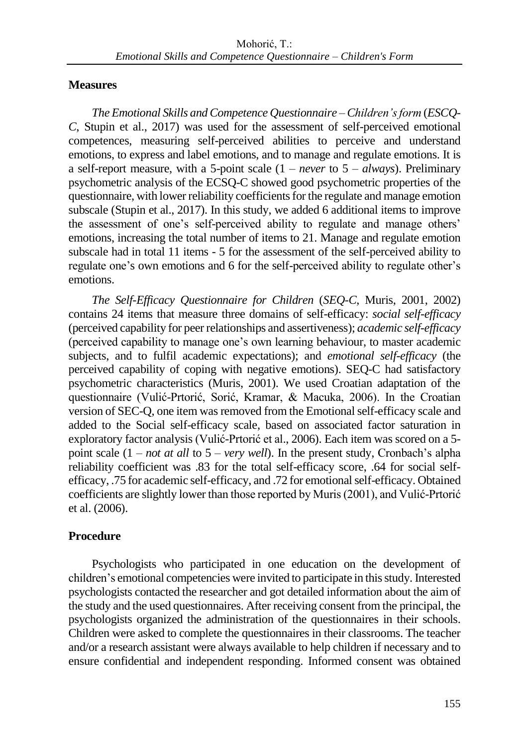## Measures

*The Emotional Skills and Competence Questionnaire – Children's form* (*ESCQ-C*, Stupin et al., 2017) was used for the assessment of self-perceived emotional competences, measuring self-perceived abilities to perceive and understand emotions, to express and label emotions, and to manage and regulate emotions. It is a self-report measure, with a 5-point scale (1 – *never* to 5 – *always*). Preliminary psychometric analysis of the ECSQ-C showed good psychometric properties of the questionnaire, with lower reliability coefficients for the regulate and manage emotion subscale (Stupin et al., 2017). In this study, we added 6 additional items to improve the assessment of one's self-perceived ability to regulate and manage others' emotions, increasing the total number of items to 21. Manage and regulate emotion subscale had in total 11 items - 5 for the assessment of the self-perceived ability to regulate one's own emotions and 6 for the self-perceived ability to regulate other's emotions.

*The Self-Efficacy Questionnaire for Children* (*SEQ-C*, Muris, 2001, 2002) contains 24 items that measure three domains of self-efficacy: *social self-efficacy* (perceived capability for peer relationships and assertiveness); *academic self-efficacy* (perceived capability to manage one's own learning behaviour, to master academic subjects, and to fulfil academic expectations); and *emotional self-efficacy* (the perceived capability of coping with negative emotions). SEQ-C had satisfactory psychometric characteristics (Muris, 2001). We used Croatian adaptation of the questionnaire (Vulić-Prtorić, Sorić, Kramar, & Macuka, 2006). In the Croatian version of SEC-Q, one item was removed from the Emotional self-efficacy scale and added to the Social self-efficacy scale, based on associated factor saturation in exploratory factor analysis (Vulić-Prtorić et al., 2006). Each item was scored on a 5-point scale (1 – *not at all* to 5 – *very well*). In the present study, Cronbach's alpha reliability coefficient was .83 for the total self-efficacy score, .64 for social self-efficacy, .75 for academic self-efficacy, and .72 for emotional self-efficacy. Obtained coefficients are slightly lower than those reported by Muris (2001), and Vulić-Prtorić et al. (2006).

## Procedure

Psychologists who participated in one education on the development of children's emotional competencies were invited to participate in this study. Interested psychologists contacted the researcher and got detailed information about the aim of the study and the used questionnaires. After receiving consent from the principal, the psychologists organized the administration of the questionnaires in their schools. Children were asked to complete the questionnaires in their classrooms. The teacher and/or a research assistant were always available to help children if necessary and to ensure confidential and independent responding. Informed consent was obtained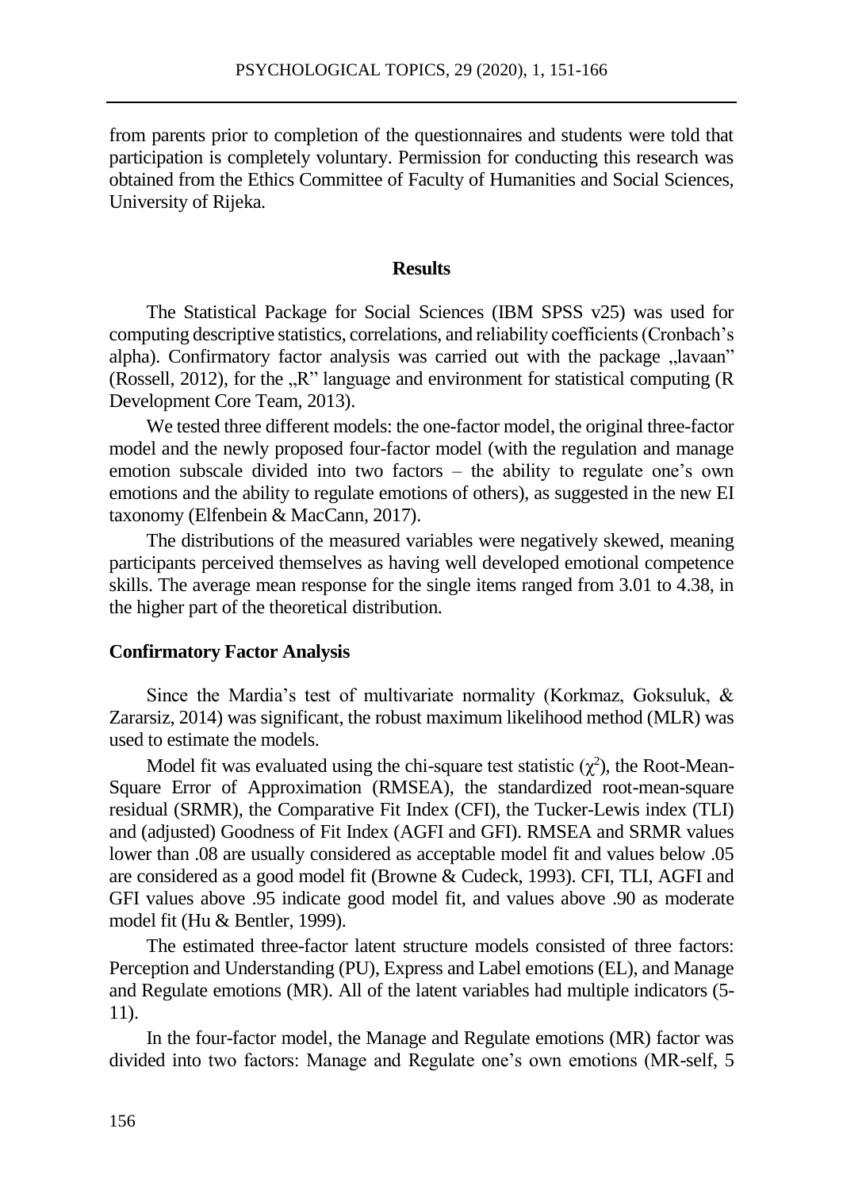from parents prior to completion of the questionnaires and students were told that participation is completely voluntary. Permission for conducting this research was obtained from the Ethics Committee of Faculty of Humanities and Social Sciences, University of Rijeka.

## Results

The Statistical Package for Social Sciences (IBM SPSS v25) was used for computing descriptive statistics, correlations, and reliability coefficients (Cronbach's alpha). Confirmatory factor analysis was carried out with the package „lavaan" (Rossell, 2012), for the „R" language and environment for statistical computing (R Development Core Team, 2013).

We tested three different models: the one-factor model, the original three-factor model and the newly proposed four-factor model (with the regulation and manage emotion subscale divided into two factors – the ability to regulate one's own emotions and the ability to regulate emotions of others), as suggested in the new EI taxonomy (Elfenbein & MacCann, 2017).

The distributions of the measured variables were negatively skewed, meaning participants perceived themselves as having well developed emotional competence skills. The average mean response for the single items ranged from 3.01 to 4.38, in the higher part of the theoretical distribution.

### Confirmatory Factor Analysis

Since the Mardia's test of multivariate normality (Korkmaz, Goksuluk, & Zararsiz, 2014) was significant, the robust maximum likelihood method (MLR) was used to estimate the models.

Model fit was evaluated using the chi-square test statistic ($\chi^2$), the Root-Mean-Square Error of Approximation (RMSEA), the standardized root-mean-square residual (SRMR), the Comparative Fit Index (CFI), the Tucker-Lewis index (TLI) and (adjusted) Goodness of Fit Index (AGFI and GFI). RMSEA and SRMR values lower than .08 are usually considered as acceptable model fit and values below .05 are considered as a good model fit (Browne & Cudeck, 1993). CFI, TLI, AGFI and GFI values above .95 indicate good model fit, and values above .90 as moderate model fit (Hu & Bentler, 1999).

The estimated three-factor latent structure models consisted of three factors: Perception and Understanding (PU), Express and Label emotions (EL), and Manage and Regulate emotions (MR). All of the latent variables had multiple indicators (5-11).

In the four-factor model, the Manage and Regulate emotions (MR) factor was divided into two factors: Manage and Regulate one's own emotions (MR-self, 5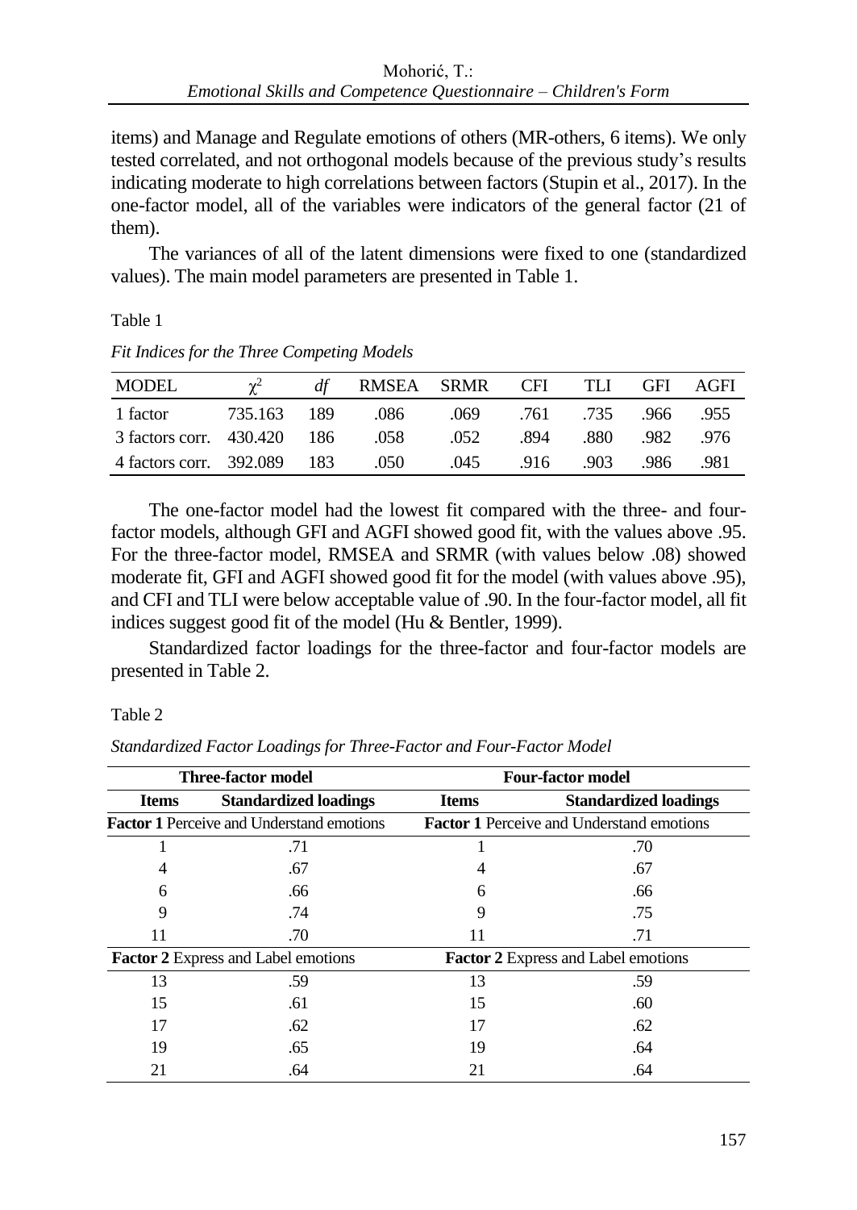items) and Manage and Regulate emotions of others (MR-others, 6 items). We only tested correlated, and not orthogonal models because of the previous study's results indicating moderate to high correlations between factors (Stupin et al., 2017). In the one-factor model, all of the variables were indicators of the general factor (21 of them).

The variances of all of the latent dimensions were fixed to one (standardized values). The main model parameters are presented in Table 1.

Table 1

*Fit Indices for the Three Competing Models*

| MODEL | $\chi^2$ | *df* | RMSEA | SRMR | CFI | TLI | GFI | AGFI |
|---|---|---|---|---|---|---|---|---|
| 1 factor | 735.163 | 189 | .086 | .069 | .761 | .735 | .966 | .955 |
| 3 factors corr. | 430.420 | 186 | .058 | .052 | .894 | .880 | .982 | .976 |
| 4 factors corr. | 392.089 | 183 | .050 | .045 | .916 | .903 | .986 | .981 |

The one-factor model had the lowest fit compared with the three- and four-factor models, although GFI and AGFI showed good fit, with the values above .95. For the three-factor model, RMSEA and SRMR (with values below .08) showed moderate fit, GFI and AGFI showed good fit for the model (with values above .95), and CFI and TLI were below acceptable value of .90. In the four-factor model, all fit indices suggest good fit of the model (Hu & Bentler, 1999).

Standardized factor loadings for the three-factor and four-factor models are presented in Table 2.

Table 2

*Standardized Factor Loadings for Three-Factor and Four-Factor Model*

| **Three-factor model** | | **Four-factor model** | |
|---|---|---|---|
| **Items** | **Standardized loadings** | **Items** | **Standardized loadings** |
| **Factor 1** Perceive and Understand emotions | | **Factor 1** Perceive and Understand emotions | |
| 1 | .71 | 1 | .70 |
| 4 | .67 | 4 | .67 |
| 6 | .66 | 6 | .66 |
| 9 | .74 | 9 | .75 |
| 11 | .70 | 11 | .71 |
| **Factor 2** Express and Label emotions | | **Factor 2** Express and Label emotions | |
| 13 | .59 | 13 | .59 |
| 15 | .61 | 15 | .60 |
| 17 | .62 | 17 | .62 |
| 19 | .65 | 19 | .64 |
| 21 | .64 | 21 | .64 |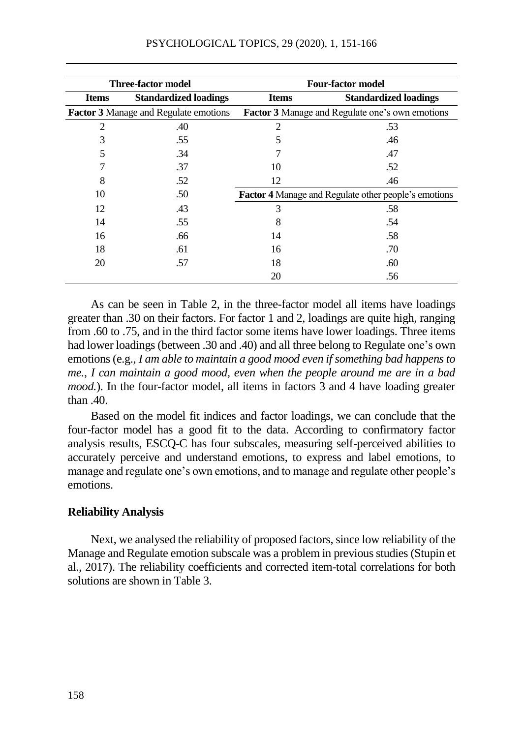| Three-factor model | | Four-factor model | |
|---|---|---|---|
| **Items** | **Standardized loadings** | **Items** | **Standardized loadings** |
| **Factor 3** Manage and Regulate emotions | | **Factor 3** Manage and Regulate one's own emotions | |
| 2 | .40 | 2 | .53 |
| 3 | .55 | 5 | .46 |
| 5 | .34 | 7 | .47 |
| 7 | .37 | 10 | .52 |
| 8 | .52 | 12 | .46 |
| 10 | .50 | **Factor 4** Manage and Regulate other people's emotions | |
| 12 | .43 | 3 | .58 |
| 14 | .55 | 8 | .54 |
| 16 | .66 | 14 | .58 |
| 18 | .61 | 16 | .70 |
| 20 | .57 | 18 | .60 |
| | | 20 | .56 |

As can be seen in Table 2, in the three-factor model all items have loadings greater than .30 on their factors. For factor 1 and 2, loadings are quite high, ranging from .60 to .75, and in the third factor some items have lower loadings. Three items had lower loadings (between .30 and .40) and all three belong to Regulate one's own emotions (e.g., *I am able to maintain a good mood even if something bad happens to me.*, *I can maintain a good mood, even when the people around me are in a bad mood.*). In the four-factor model, all items in factors 3 and 4 have loading greater than .40.

Based on the model fit indices and factor loadings, we can conclude that the four-factor model has a good fit to the data. According to confirmatory factor analysis results, ESCQ-C has four subscales, measuring self-perceived abilities to accurately perceive and understand emotions, to express and label emotions, to manage and regulate one's own emotions, and to manage and regulate other people's emotions.

### Reliability Analysis

Next, we analysed the reliability of proposed factors, since low reliability of the Manage and Regulate emotion subscale was a problem in previous studies (Stupin et al., 2017). The reliability coefficients and corrected item-total correlations for both solutions are shown in Table 3.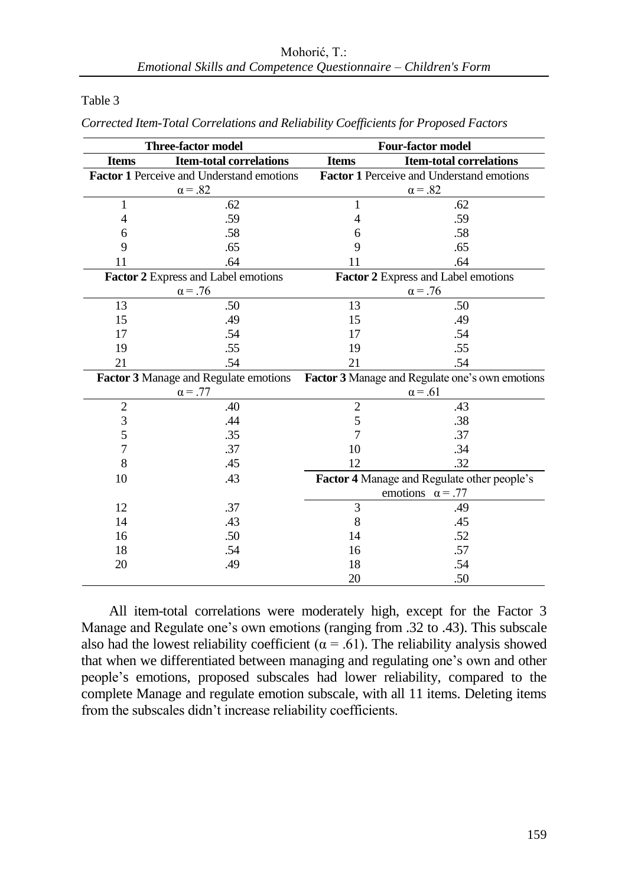Table 3

*Corrected Item-Total Correlations and Reliability Coefficients for Proposed Factors*

| Three-factor model | | Four-factor model | |
|---|---|---|---|
| **Items** | **Item-total correlations** | **Items** | **Item-total correlations** |
| **Factor 1** Perceive and Understand emotions α = .82 | | **Factor 1** Perceive and Understand emotions α = .82 | |
| 1 | .62 | 1 | .62 |
| 4 | .59 | 4 | .59 |
| 6 | .58 | 6 | .58 |
| 9 | .65 | 9 | .65 |
| 11 | .64 | 11 | .64 |
| **Factor 2** Express and Label emotions α = .76 | | **Factor 2** Express and Label emotions α = .76 | |
| 13 | .50 | 13 | .50 |
| 15 | .49 | 15 | .49 |
| 17 | .54 | 17 | .54 |
| 19 | .55 | 19 | .55 |
| 21 | .54 | 21 | .54 |
| **Factor 3** Manage and Regulate emotions α = .77 | | **Factor 3** Manage and Regulate one's own emotions α = .61 | |
| 2 | .40 | 2 | .43 |
| 3 | .44 | 5 | .38 |
| 5 | .35 | 7 | .37 |
| 7 | .37 | 10 | .34 |
| 8 | .45 | 12 | .32 |
| 10 | .43 | **Factor 4** Manage and Regulate other people's emotions α = .77 | |
| 12 | .37 | 3 | .49 |
| 14 | .43 | 8 | .45 |
| 16 | .50 | 14 | .52 |
| 18 | .54 | 16 | .57 |
| 20 | .49 | 18 | .54 |
| | | 20 | .50 |

All item-total correlations were moderately high, except for the Factor 3 Manage and Regulate one's own emotions (ranging from .32 to .43). This subscale also had the lowest reliability coefficient (α = .61). The reliability analysis showed that when we differentiated between managing and regulating one's own and other people's emotions, proposed subscales had lower reliability, compared to the complete Manage and regulate emotion subscale, with all 11 items. Deleting items from the subscales didn't increase reliability coefficients.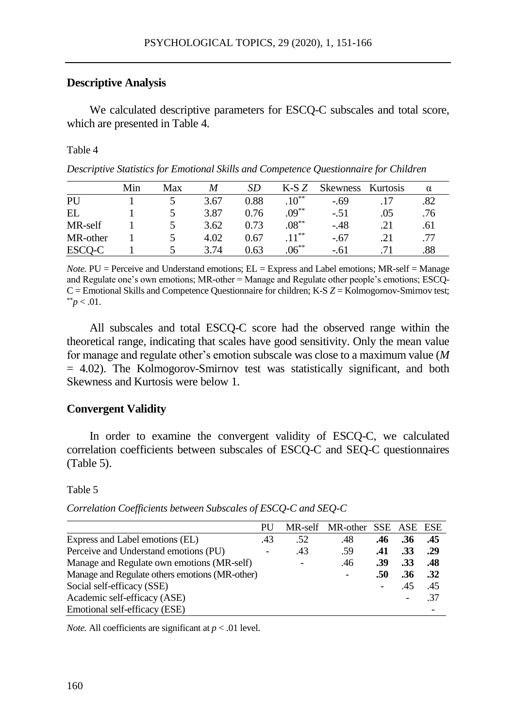### Descriptive Analysis

We calculated descriptive parameters for ESCQ-C subscales and total score, which are presented in Table 4.

Table 4

*Descriptive Statistics for Emotional Skills and Competence Questionnaire for Children*

| | Min | Max | *M* | *SD* | K-S *Z* | Skewness | Kurtosis | α |
|---|---|---|---|---|---|---|---|---|
| PU | 1 | 5 | 3.67 | 0.88 | $.10^{**}$ | -.69 | .17 | .82 |
| EL | 1 | 5 | 3.87 | 0.76 | $.09^{**}$ | -.51 | .05 | .76 |
| MR-self | 1 | 5 | 3.62 | 0.73 | $.08^{**}$ | -.48 | .21 | .61 |
| MR-other | 1 | 5 | 4.02 | 0.67 | $.11^{**}$ | -.67 | .21 | .77 |
| ESCQ-C | 1 | 5 | 3.74 | 0.63 | $.06^{**}$ | -.61 | .71 | .88 |

*Note.* PU = Perceive and Understand emotions; EL = Express and Label emotions; MR-self = Manage and Regulate one's own emotions; MR-other = Manage and Regulate other people's emotions; ESCQ-C = Emotional Skills and Competence Questionnaire for children; K-S *Z* = Kolmogornov-Smirnov test; $^{**}p < .01$.

All subscales and total ESCQ-C score had the observed range within the theoretical range, indicating that scales have good sensitivity. Only the mean value for manage and regulate other's emotion subscale was close to a maximum value ($M = 4.02$). The Kolmogorov-Smirnov test was statistically significant, and both Skewness and Kurtosis were below 1.

### Convergent Validity

In order to examine the convergent validity of ESCQ-C, we calculated correlation coefficients between subscales of ESCQ-C and SEQ-C questionnaires (Table 5).

Table 5

*Correlation Coefficients between Subscales of ESCQ-C and SEQ-C*

| | PU | MR-self | MR-other | SSE | ASE | ESE |
|---|---|---|---|---|---|---|
| Express and Label emotions (EL) | .43 | .52 | .48 | **.46** | **.36** | **.45** |
| Perceive and Understand emotions (PU) | - | .43 | .59 | **.41** | **.33** | **.29** |
| Manage and Regulate own emotions (MR-self) | | - | .46 | **.39** | **.33** | **.48** |
| Manage and Regulate others emotions (MR-other) | | | - | **.50** | **.36** | **.32** |
| Social self-efficacy (SSE) | | | | - | .45 | .45 |
| Academic self-efficacy (ASE) | | | | | - | .37 |
| Emotional self-efficacy (ESE) | | | | | | - |

*Note.* All coefficients are significant at $p < .01$ level.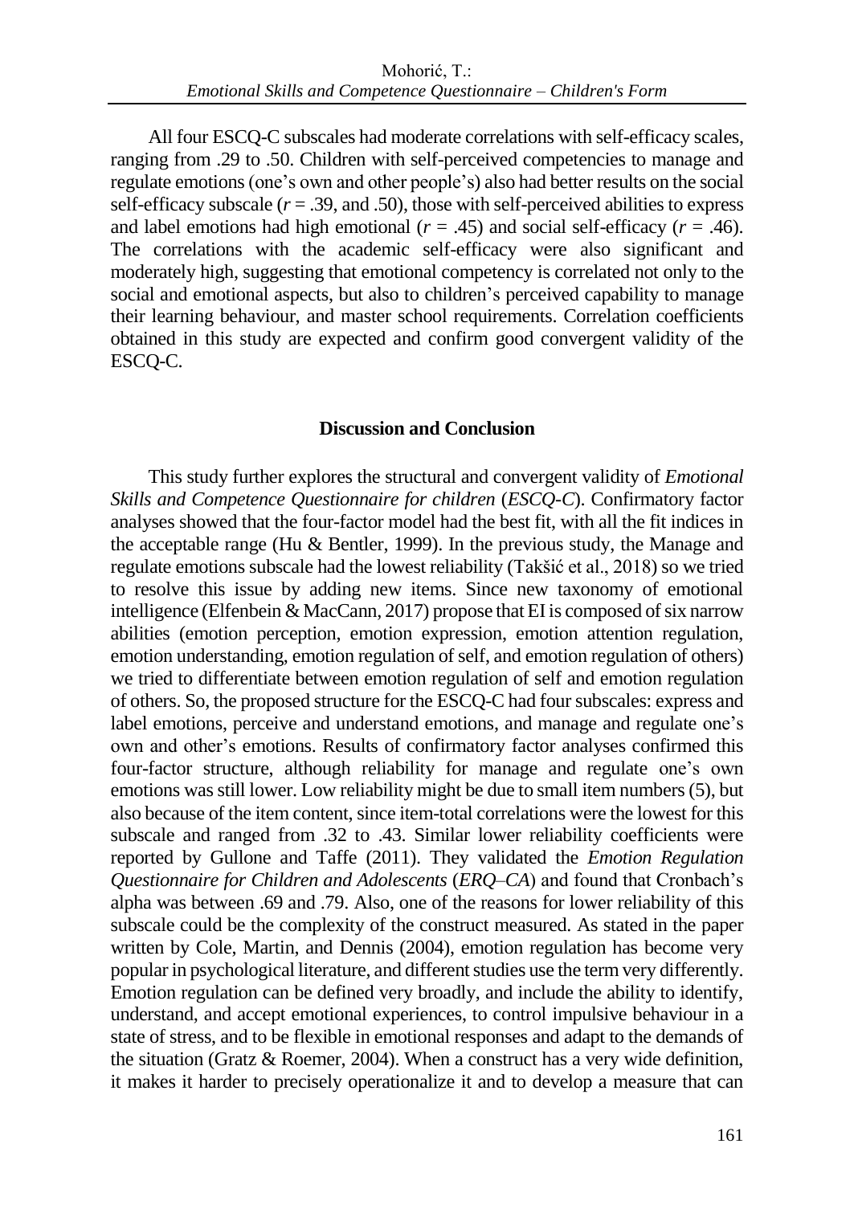All four ESCQ-C subscales had moderate correlations with self-efficacy scales, ranging from .29 to .50. Children with self-perceived competencies to manage and regulate emotions (one's own and other people's) also had better results on the social self-efficacy subscale ($r$ = .39, and .50), those with self-perceived abilities to express and label emotions had high emotional ($r$ = .45) and social self-efficacy ($r$ = .46). The correlations with the academic self-efficacy were also significant and moderately high, suggesting that emotional competency is correlated not only to the social and emotional aspects, but also to children's perceived capability to manage their learning behaviour, and master school requirements. Correlation coefficients obtained in this study are expected and confirm good convergent validity of the ESCQ-C.

## Discussion and Conclusion

This study further explores the structural and convergent validity of *Emotional Skills and Competence Questionnaire for children* (*ESCQ-C*). Confirmatory factor analyses showed that the four-factor model had the best fit, with all the fit indices in the acceptable range (Hu & Bentler, 1999). In the previous study, the Manage and regulate emotions subscale had the lowest reliability (Takšić et al., 2018) so we tried to resolve this issue by adding new items. Since new taxonomy of emotional intelligence (Elfenbein & MacCann, 2017) propose that EI is composed of six narrow abilities (emotion perception, emotion expression, emotion attention regulation, emotion understanding, emotion regulation of self, and emotion regulation of others) we tried to differentiate between emotion regulation of self and emotion regulation of others. So, the proposed structure for the ESCQ-C had four subscales: express and label emotions, perceive and understand emotions, and manage and regulate one's own and other's emotions. Results of confirmatory factor analyses confirmed this four-factor structure, although reliability for manage and regulate one's own emotions was still lower. Low reliability might be due to small item numbers (5), but also because of the item content, since item-total correlations were the lowest for this subscale and ranged from .32 to .43. Similar lower reliability coefficients were reported by Gullone and Taffe (2011). They validated the *Emotion Regulation Questionnaire for Children and Adolescents* (*ERQ–CA*) and found that Cronbach's alpha was between .69 and .79. Also, one of the reasons for lower reliability of this subscale could be the complexity of the construct measured. As stated in the paper written by Cole, Martin, and Dennis (2004), emotion regulation has become very popular in psychological literature, and different studies use the term very differently. Emotion regulation can be defined very broadly, and include the ability to identify, understand, and accept emotional experiences, to control impulsive behaviour in a state of stress, and to be flexible in emotional responses and adapt to the demands of the situation (Gratz & Roemer, 2004). When a construct has a very wide definition, it makes it harder to precisely operationalize it and to develop a measure that can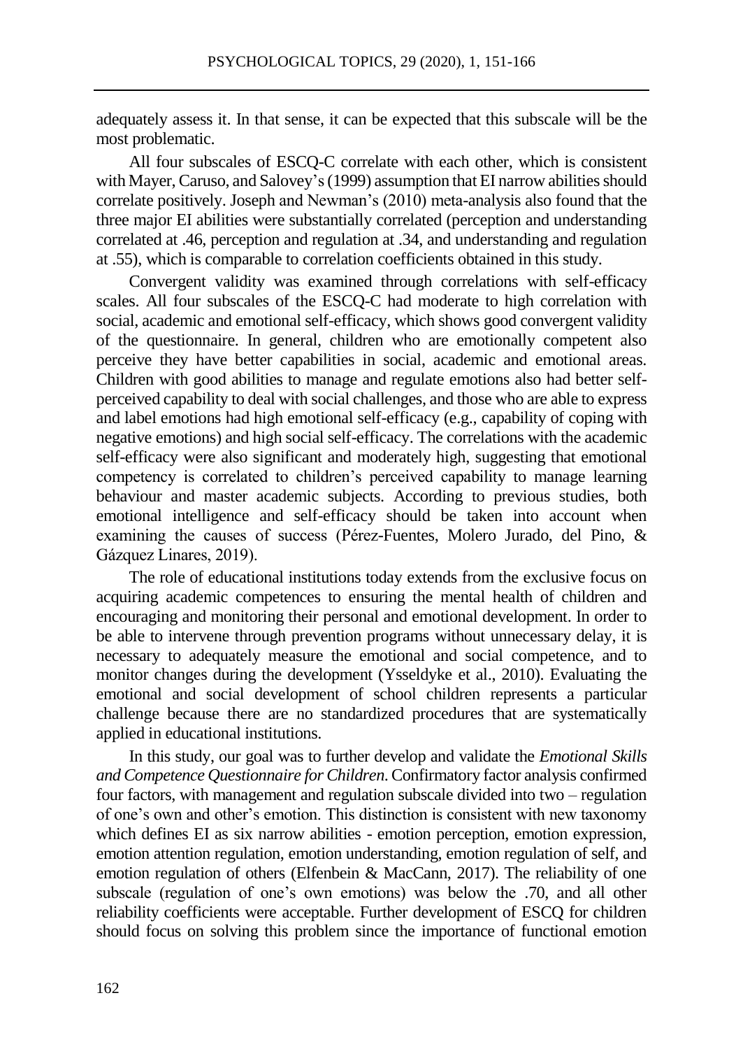adequately assess it. In that sense, it can be expected that this subscale will be the most problematic.

All four subscales of ESCQ-C correlate with each other, which is consistent with Mayer, Caruso, and Salovey's (1999) assumption that EI narrow abilities should correlate positively. Joseph and Newman's (2010) meta-analysis also found that the three major EI abilities were substantially correlated (perception and understanding correlated at .46, perception and regulation at .34, and understanding and regulation at .55), which is comparable to correlation coefficients obtained in this study.

Convergent validity was examined through correlations with self-efficacy scales. All four subscales of the ESCQ-C had moderate to high correlation with social, academic and emotional self-efficacy, which shows good convergent validity of the questionnaire. In general, children who are emotionally competent also perceive they have better capabilities in social, academic and emotional areas. Children with good abilities to manage and regulate emotions also had better self-perceived capability to deal with social challenges, and those who are able to express and label emotions had high emotional self-efficacy (e.g., capability of coping with negative emotions) and high social self-efficacy. The correlations with the academic self-efficacy were also significant and moderately high, suggesting that emotional competency is correlated to children's perceived capability to manage learning behaviour and master academic subjects. According to previous studies, both emotional intelligence and self-efficacy should be taken into account when examining the causes of success (Pérez-Fuentes, Molero Jurado, del Pino, & Gázquez Linares, 2019).

The role of educational institutions today extends from the exclusive focus on acquiring academic competences to ensuring the mental health of children and encouraging and monitoring their personal and emotional development. In order to be able to intervene through prevention programs without unnecessary delay, it is necessary to adequately measure the emotional and social competence, and to monitor changes during the development (Ysseldyke et al., 2010). Evaluating the emotional and social development of school children represents a particular challenge because there are no standardized procedures that are systematically applied in educational institutions.

In this study, our goal was to further develop and validate the *Emotional Skills and Competence Questionnaire for Children*. Confirmatory factor analysis confirmed four factors, with management and regulation subscale divided into two – regulation of one's own and other's emotion. This distinction is consistent with new taxonomy which defines EI as six narrow abilities - emotion perception, emotion expression, emotion attention regulation, emotion understanding, emotion regulation of self, and emotion regulation of others (Elfenbein & MacCann, 2017). The reliability of one subscale (regulation of one's own emotions) was below the .70, and all other reliability coefficients were acceptable. Further development of ESCQ for children should focus on solving this problem since the importance of functional emotion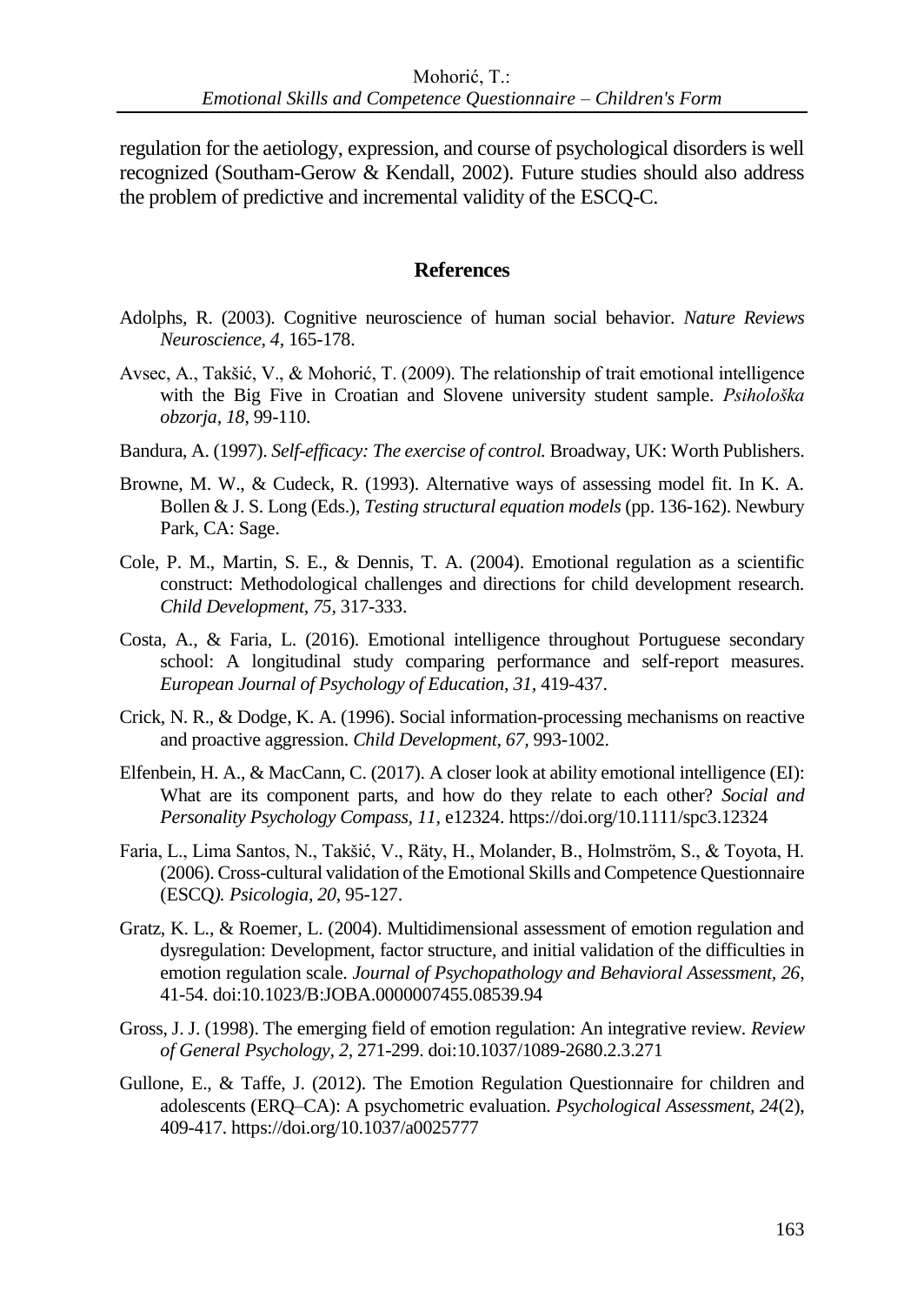regulation for the aetiology, expression, and course of psychological disorders is well recognized (Southam-Gerow & Kendall, 2002). Future studies should also address the problem of predictive and incremental validity of the ESCQ-C.

## References

Adolphs, R. (2003). Cognitive neuroscience of human social behavior. *Nature Reviews Neuroscience, 4,* 165-178.

Avsec, A., Takšić, V., & Mohorić, T. (2009). The relationship of trait emotional intelligence with the Big Five in Croatian and Slovene university student sample. *Psihološka obzorja, 18*, 99-110.

Bandura, A. (1997). *Self-efficacy: The exercise of control.* Broadway, UK: Worth Publishers.

Browne, M. W., & Cudeck, R. (1993). Alternative ways of assessing model fit. In K. A. Bollen & J. S. Long (Eds.), *Testing structural equation models* (pp. 136-162). Newbury Park, CA: Sage.

Cole, P. M., Martin, S. E., & Dennis, T. A. (2004). Emotional regulation as a scientific construct: Methodological challenges and directions for child development research. *Child Development, 75*, 317-333.

Costa, A., & Faria, L. (2016). Emotional intelligence throughout Portuguese secondary school: A longitudinal study comparing performance and self-report measures. *European Journal of Psychology of Education, 31,* 419-437.

Crick, N. R., & Dodge, K. A. (1996). Social information-processing mechanisms on reactive and proactive aggression. *Child Development, 67,* 993-1002.

Elfenbein, H. A., & MacCann, C. (2017). A closer look at ability emotional intelligence (EI): What are its component parts, and how do they relate to each other? *Social and Personality Psychology Compass, 11,* e12324. https://doi.org/10.1111/spc3.12324

Faria, L., Lima Santos, N., Takšić, V., Räty, H., Molander, B., Holmström, S., & Toyota, H. (2006). Cross-cultural validation of the Emotional Skills and Competence Questionnaire (ESCQ*). Psicologia, 20*, 95-127.

Gratz, K. L., & Roemer, L. (2004). Multidimensional assessment of emotion regulation and dysregulation: Development, factor structure, and initial validation of the difficulties in emotion regulation scale. *Journal of Psychopathology and Behavioral Assessment, 26*, 41-54. doi:10.1023/B:JOBA.0000007455.08539.94

Gross, J. J. (1998). The emerging field of emotion regulation: An integrative review. *Review of General Psychology, 2,* 271-299. doi:10.1037/1089-2680.2.3.271

Gullone, E., & Taffe, J. (2012). The Emotion Regulation Questionnaire for children and adolescents (ERQ–CA): A psychometric evaluation. *Psychological Assessment, 24*(2), 409-417. https://doi.org/10.1037/a0025777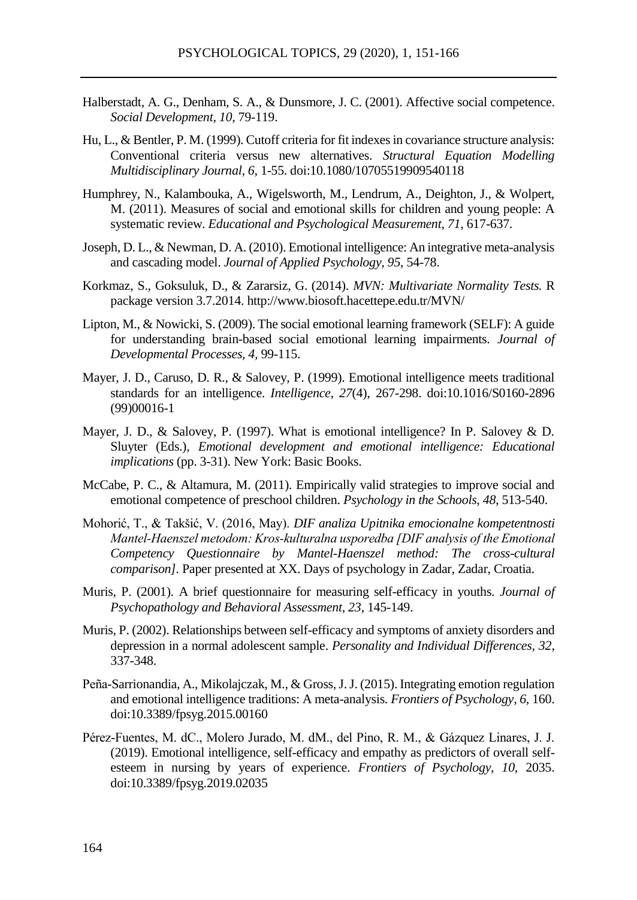Halberstadt, A. G., Denham, S. A., & Dunsmore, J. C. (2001). Affective social competence. *Social Development*, *10*, 79-119.

Hu, L., & Bentler, P. M. (1999). Cutoff criteria for fit indexes in covariance structure analysis: Conventional criteria versus new alternatives. *Structural Equation Modelling Multidisciplinary Journal, 6*, 1-55. doi:10.1080/10705519909540118

Humphrey, N., Kalambouka, A., Wigelsworth, M., Lendrum, A., Deighton, J., & Wolpert, M. (2011). Measures of social and emotional skills for children and young people: A systematic review. *Educational and Psychological Measurement*, *71*, 617-637.

Joseph, D. L., & Newman, D. A. (2010). Emotional intelligence: An integrative meta-analysis and cascading model. *Journal of Applied Psychology*, *95*, 54-78.

Korkmaz, S., Goksuluk, D., & Zararsiz, G. (2014). *MVN: Multivariate Normality Tests.* R package version 3.7.2014. http://www.biosoft.hacettepe.edu.tr/MVN/

Lipton, M., & Nowicki, S. (2009). The social emotional learning framework (SELF): A guide for understanding brain-based social emotional learning impairments. *Journal of Developmental Processes, 4,* 99-115.

Mayer, J. D., Caruso, D. R., & Salovey, P. (1999). Emotional intelligence meets traditional standards for an intelligence. *Intelligence*, *27*(4), 267-298. doi:10.1016/S0160-2896 (99)00016-1

Mayer, J. D., & Salovey, P. (1997). What is emotional intelligence? In P. Salovey & D. Sluyter (Eds.), *Emotional development and emotional intelligence: Educational implications* (pp. 3-31). New York: Basic Books.

McCabe, P. C., & Altamura, M. (2011). Empirically valid strategies to improve social and emotional competence of preschool children. *Psychology in the Schools*, *48*, 513-540.

Mohorić, T., & Takšić, V. (2016, May). *DIF analiza Upitnika emocionalne kompetentnosti Mantel-Haenszel metodom: Kros-kulturalna usporedba [DIF analysis of the Emotional Competency Questionnaire by Mantel-Haenszel method: The cross-cultural comparison]*. Paper presented at XX. Days of psychology in Zadar, Zadar, Croatia.

Muris, P. (2001). A brief questionnaire for measuring self-efficacy in youths. *Journal of Psychopathology and Behavioral Assessment, 23*, 145-149.

Muris, P. (2002). Relationships between self-efficacy and symptoms of anxiety disorders and depression in a normal adolescent sample. *Personality and Individual Differences, 32*, 337-348.

Peña-Sarrionandia, A., Mikolajczak, M., & Gross, J. J. (2015). Integrating emotion regulation and emotional intelligence traditions: A meta-analysis. *Frontiers of Psychology*, *6*, 160. doi:10.3389/fpsyg.2015.00160

Pérez-Fuentes, M. dC., Molero Jurado, M. dM., del Pino, R. M., & Gázquez Linares, J. J. (2019). Emotional intelligence, self-efficacy and empathy as predictors of overall self-esteem in nursing by years of experience. *Frontiers of Psychology, 10*, 2035. doi:10.3389/fpsyg.2019.02035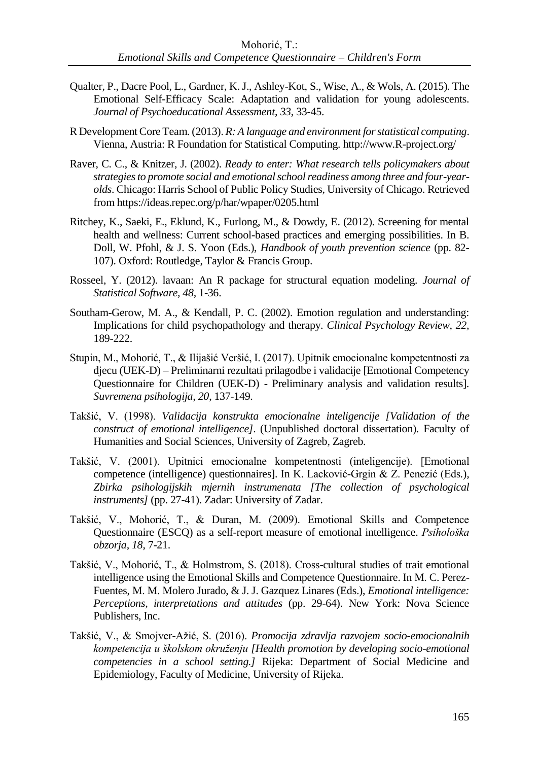Qualter, P., Dacre Pool, L., Gardner, K. J., Ashley-Kot, S., Wise, A., & Wols, A. (2015). The Emotional Self-Efficacy Scale: Adaptation and validation for young adolescents. *Journal of Psychoeducational Assessment, 33*, 33-45.

R Development Core Team. (2013). *R: A language and environment for statistical computing*. Vienna, Austria: R Foundation for Statistical Computing. http://www.R-project.org/

Raver, C. C., & Knitzer, J. (2002). *Ready to enter: What research tells policymakers about strategies to promote social and emotional school readiness among three and four-year-olds*. Chicago: Harris School of Public Policy Studies, University of Chicago. Retrieved from https://ideas.repec.org/p/har/wpaper/0205.html

Ritchey, K., Saeki, E., Eklund, K., Furlong, M., & Dowdy, E. (2012). Screening for mental health and wellness: Current school-based practices and emerging possibilities. In B. Doll, W. Pfohl, & J. S. Yoon (Eds.), *Handbook of youth prevention science* (pp. 82-107). Oxford: Routledge, Taylor & Francis Group.

Rosseel, Y. (2012). lavaan: An R package for structural equation modeling. *Journal of Statistical Software, 48*, 1-36.

Southam-Gerow, M. A., & Kendall, P. C. (2002). Emotion regulation and understanding: Implications for child psychopathology and therapy. *Clinical Psychology Review, 22*, 189-222.

Stupin, M., Mohorić, T., & Ilijašić Veršić, I. (2017). Upitnik emocionalne kompetentnosti za djecu (UEK-D) – Preliminarni rezultati prilagodbe i validacije [Emotional Competency Questionnaire for Children (UEK-D) - Preliminary analysis and validation results]. *Suvremena psihologija, 20*, 137-149.

Takšić, V. (1998). *Validacija konstrukta emocionalne inteligencije [Validation of the construct of emotional intelligence]*. (Unpublished doctoral dissertation). Faculty of Humanities and Social Sciences, University of Zagreb, Zagreb.

Takšić, V. (2001). Upitnici emocionalne kompetentnosti (inteligencije). [Emotional competence (intelligence) questionnaires]. In K. Lacković-Grgin & Z. Penezić (Eds.), *Zbirka psihologijskih mjernih instrumenata [The collection of psychological instruments]* (pp. 27-41). Zadar: University of Zadar.

Takšić, V., Mohorić, T., & Duran, M. (2009). Emotional Skills and Competence Questionnaire (ESCQ) as a self-report measure of emotional intelligence. *Psihološka obzorja, 18*, 7-21.

Takšić, V., Mohorić, T., & Holmstrom, S. (2018). Cross-cultural studies of trait emotional intelligence using the Emotional Skills and Competence Questionnaire. In M. C. Perez-Fuentes, M. M. Molero Jurado, & J. J. Gazquez Linares (Eds.), *Emotional intelligence: Perceptions, interpretations and attitudes* (pp. 29-64). New York: Nova Science Publishers, Inc.

Takšić, V., & Smojver-Ažić, S. (2016). *Promocija zdravlja razvojem socio-emocionalnih kompetencija u školskom okruženju [Health promotion by developing socio-emotional competencies in a school setting.]* Rijeka: Department of Social Medicine and Epidemiology, Faculty of Medicine, University of Rijeka.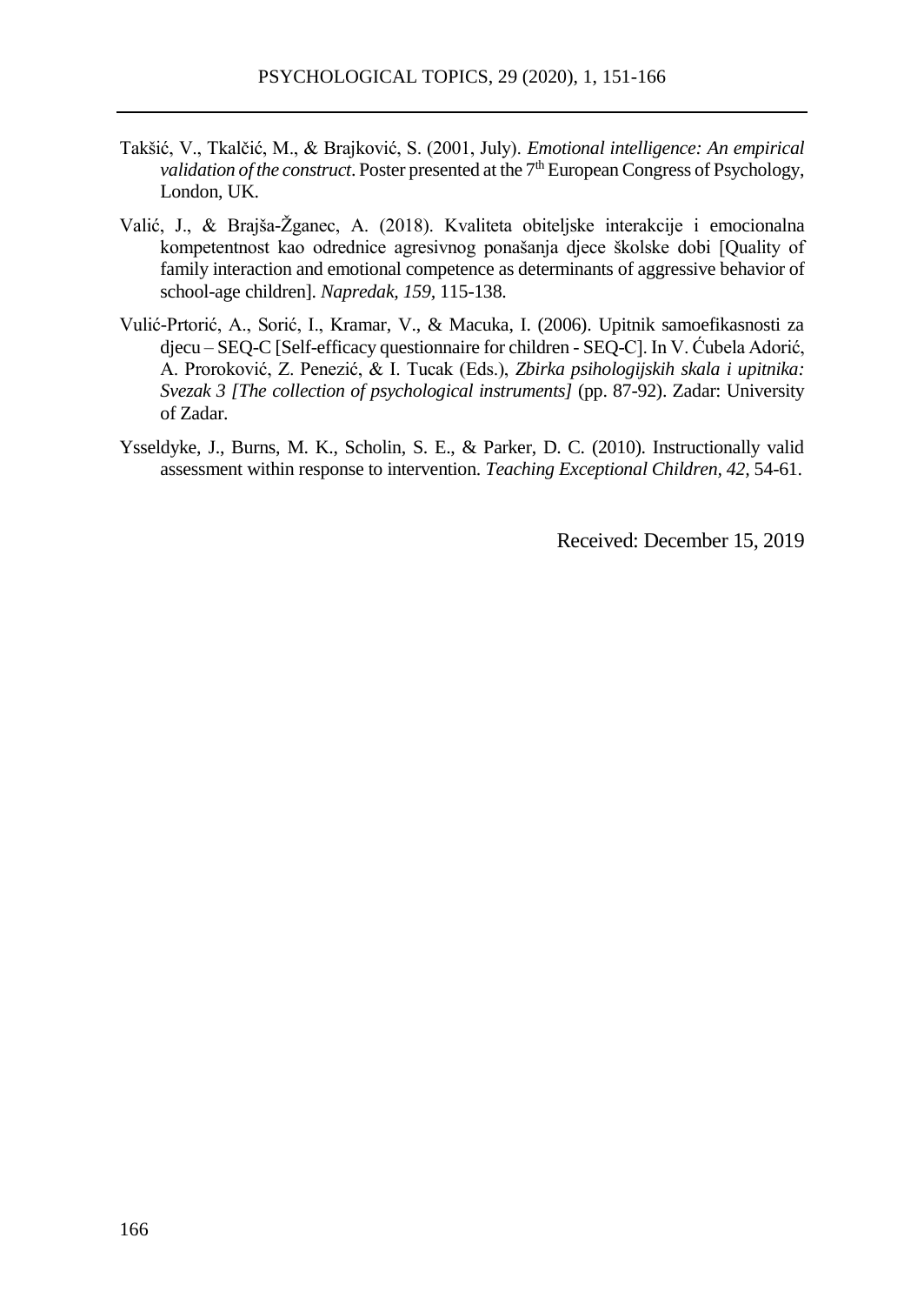Takšić, V., Tkalčić, M., & Brajković, S. (2001, July). *Emotional intelligence: An empirical validation of the construct*. Poster presented at the 7th European Congress of Psychology, London, UK.

Valić, J., & Brajša-Žganec, A. (2018). Kvaliteta obiteljske interakcije i emocionalna kompetentnost kao odrednice agresivnog ponašanja djece školske dobi [Quality of family interaction and emotional competence as determinants of aggressive behavior of school-age children]. *Napredak, 159*, 115-138.

Vulić-Prtorić, A., Sorić, I., Kramar, V., & Macuka, I. (2006). Upitnik samoefikasnosti za djecu – SEQ-C [Self-efficacy questionnaire for children - SEQ-C]. In V. Ćubela Adorić, A. Proroković, Z. Penezić, & I. Tucak (Eds.), *Zbirka psihologijskih skala i upitnika: Svezak 3 [The collection of psychological instruments]* (pp. 87-92). Zadar: University of Zadar.

Ysseldyke, J., Burns, M. K., Scholin, S. E., & Parker, D. C. (2010). Instructionally valid assessment within response to intervention. *Teaching Exceptional Children, 42*, 54-61.

Received: December 15, 2019